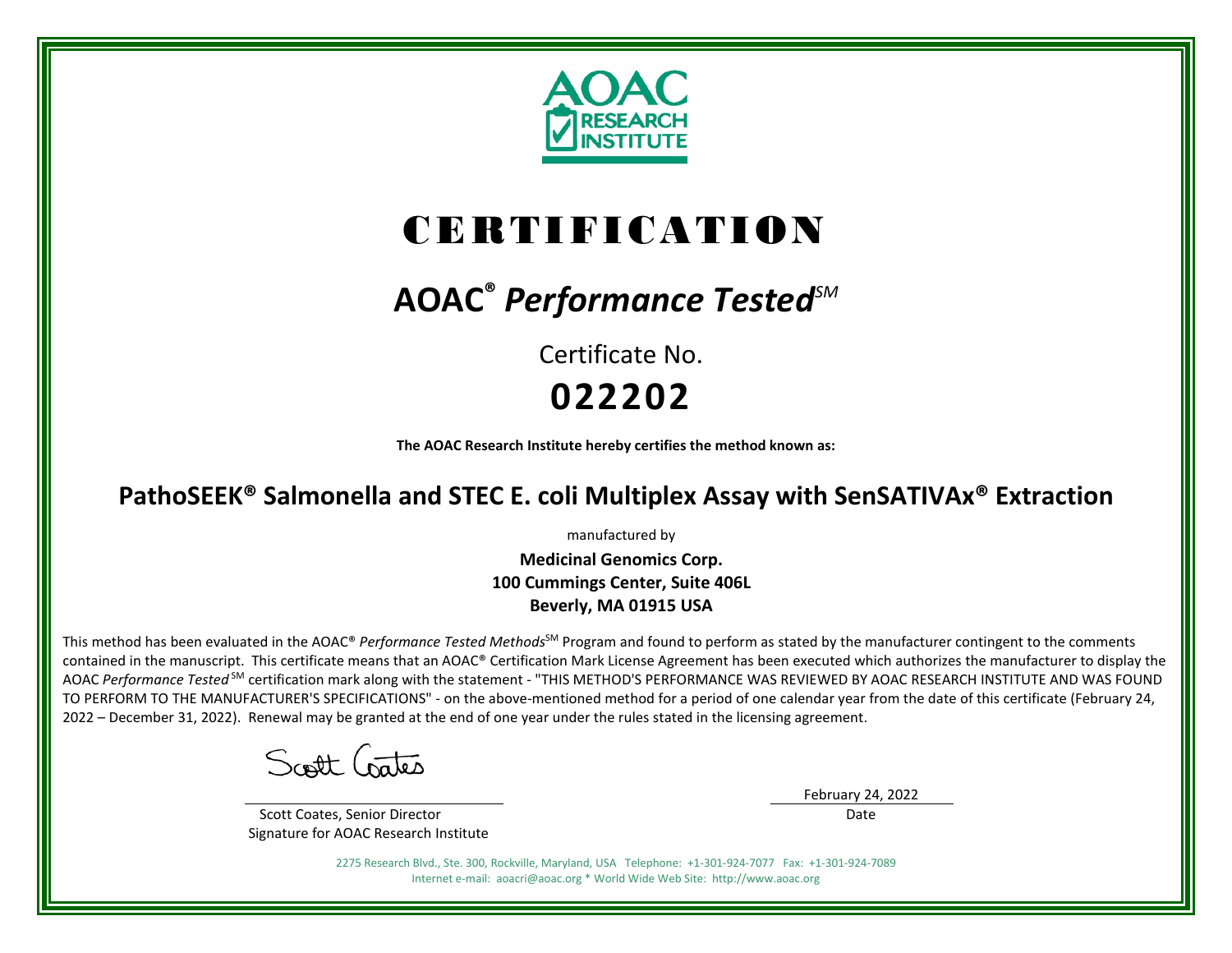AOAC RESEARCH INSTITUTE

# CERTIFICATION

## AOAC® *Performance Tested*SM

Certificate No.

**022202**

**The AOAC Research Institute hereby certifies the method known as:**

## PathoSEEK® Salmonella and STEC E. coli Multiplex Assay with SenSATIVAx® Extraction

manufactured by

**Medicinal Genomics Corp.**
**100 Cummings Center, Suite 406L**
**Beverly, MA 01915 USA**

This method has been evaluated in the AOAC® *Performance Tested Methods*SM Program and found to perform as stated by the manufacturer contingent to the comments contained in the manuscript. This certificate means that an AOAC® Certification Mark License Agreement has been executed which authorizes the manufacturer to display the AOAC *Performance Tested*SM certification mark along with the statement - "THIS METHOD'S PERFORMANCE WAS REVIEWED BY AOAC RESEARCH INSTITUTE AND WAS FOUND TO PERFORM TO THE MANUFACTURER'S SPECIFICATIONS" - on the above-mentioned method for a period of one calendar year from the date of this certificate (February 24, 2022 – December 31, 2022). Renewal may be granted at the end of one year under the rules stated in the licensing agreement.

Scott Coates

Scott Coates, Senior Director
Signature for AOAC Research Institute

February 24, 2022
Date

2275 Research Blvd., Ste. 300, Rockville, Maryland, USA Telephone: +1-301-924-7077 Fax: +1-301-924-7089
Internet e-mail: aoacri@aoac.org * World Wide Web Site: http://www.aoac.org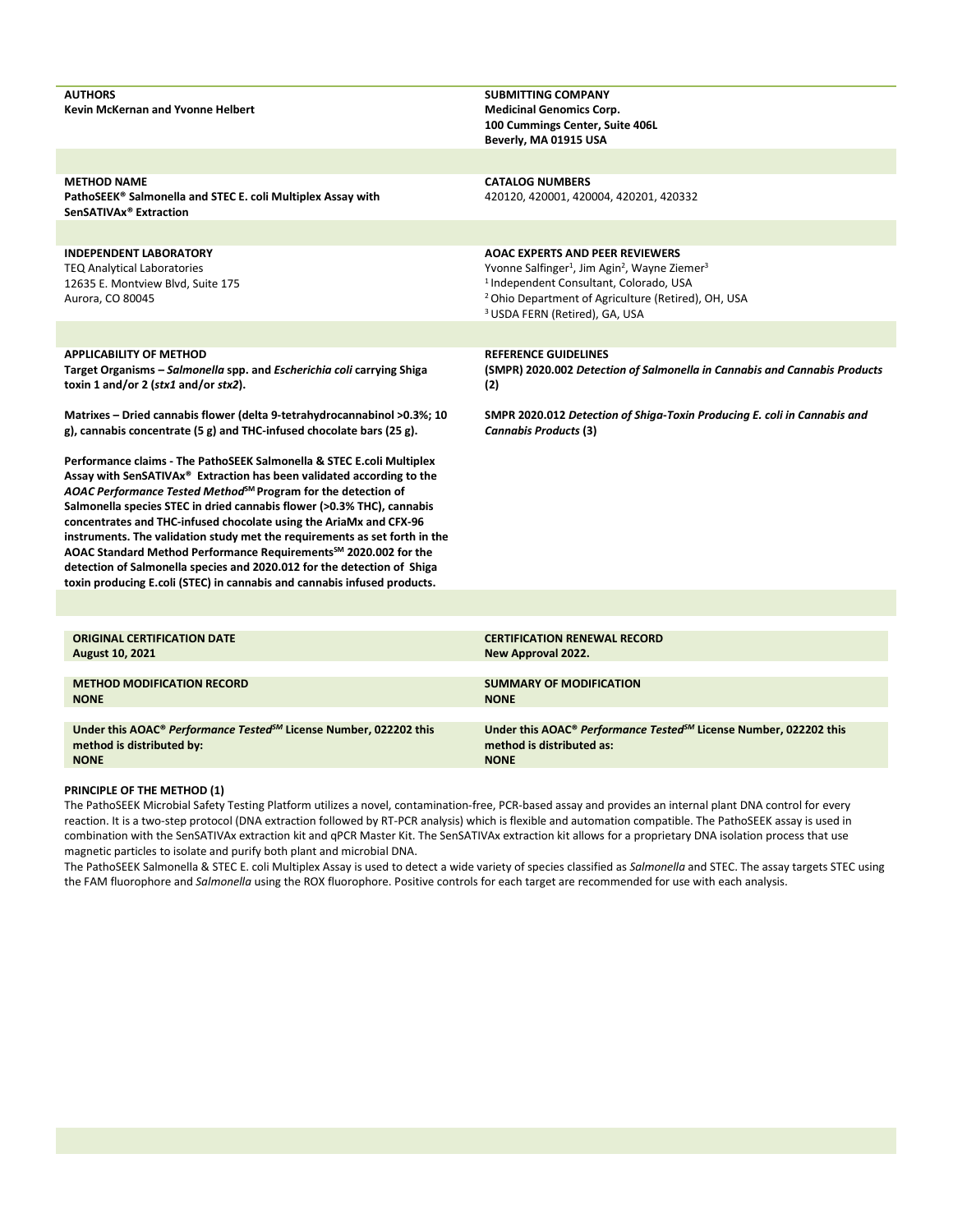**AUTHORS**
**Kevin McKernan and Yvonne Helbert**

**SUBMITTING COMPANY**
**Medicinal Genomics Corp.**
**100 Cummings Center, Suite 406L**
**Beverly, MA 01915 USA**

**METHOD NAME**
**PathoSEEK® Salmonella and STEC E. coli Multiplex Assay with SenSATIVAx® Extraction**

**CATALOG NUMBERS**
420120, 420001, 420004, 420201, 420332

**INDEPENDENT LABORATORY**
TEQ Analytical Laboratories
12635 E. Montview Blvd, Suite 175
Aurora, CO 80045

**AOAC EXPERTS AND PEER REVIEWERS**
Yvonne Salfinger[1], Jim Agin[2], Wayne Ziemer[3]
[1] Independent Consultant, Colorado, USA
[2] Ohio Department of Agriculture (Retired), OH, USA
[3] USDA FERN (Retired), GA, USA

**APPLICABILITY OF METHOD**
**Target Organisms – *Salmonella* spp. and *Escherichia coli* carrying Shiga toxin 1 and/or 2 (*stx1* and/or *stx2*).**

**Matrixes – Dried cannabis flower (delta 9-tetrahydrocannabinol >0.3%; 10 g), cannabis concentrate (5 g) and THC-infused chocolate bars (25 g).**

**Performance claims - The PathoSEEK Salmonella & STEC E.coli Multiplex Assay with SenSATIVAx® Extraction has been validated according to the *AOAC Performance Tested Method*℠ Program for the detection of Salmonella species STEC in dried cannabis flower (>0.3% THC), cannabis concentrates and THC-infused chocolate using the AriaMx and CFX-96 instruments. The validation study met the requirements as set forth in the AOAC Standard Method Performance Requirements℠ 2020.002 for the detection of Salmonella species and 2020.012 for the detection of Shiga toxin producing E.coli (STEC) in cannabis and cannabis infused products.**

**REFERENCE GUIDELINES**
**(SMPR) 2020.002 *Detection of Salmonella in Cannabis and Cannabis Products* (2)**

**SMPR 2020.012 *Detection of Shiga-Toxin Producing E. coli in Cannabis and Cannabis Products* (3)**

**ORIGINAL CERTIFICATION DATE**
**August 10, 2021**

**CERTIFICATION RENEWAL RECORD**
**New Approval 2022.**

**METHOD MODIFICATION RECORD**
**NONE**

**SUMMARY OF MODIFICATION**
**NONE**

**Under this AOAC® *Performance Tested*℠ License Number, 022202 this method is distributed by:**
**NONE**

**Under this AOAC® *Performance Tested*℠ License Number, 022202 this method is distributed as:**
**NONE**

**PRINCIPLE OF THE METHOD (1)**

The PathoSEEK Microbial Safety Testing Platform utilizes a novel, contamination-free, PCR-based assay and provides an internal plant DNA control for every reaction. It is a two-step protocol (DNA extraction followed by RT-PCR analysis) which is flexible and automation compatible. The PathoSEEK assay is used in combination with the SenSATIVAx extraction kit and qPCR Master Kit. The SenSATIVAx extraction kit allows for a proprietary DNA isolation process that use magnetic particles to isolate and purify both plant and microbial DNA.

The PathoSEEK Salmonella & STEC E. coli Multiplex Assay is used to detect a wide variety of species classified as *Salmonella* and STEC. The assay targets STEC using the FAM fluorophore and *Salmonella* using the ROX fluorophore. Positive controls for each target are recommended for use with each analysis.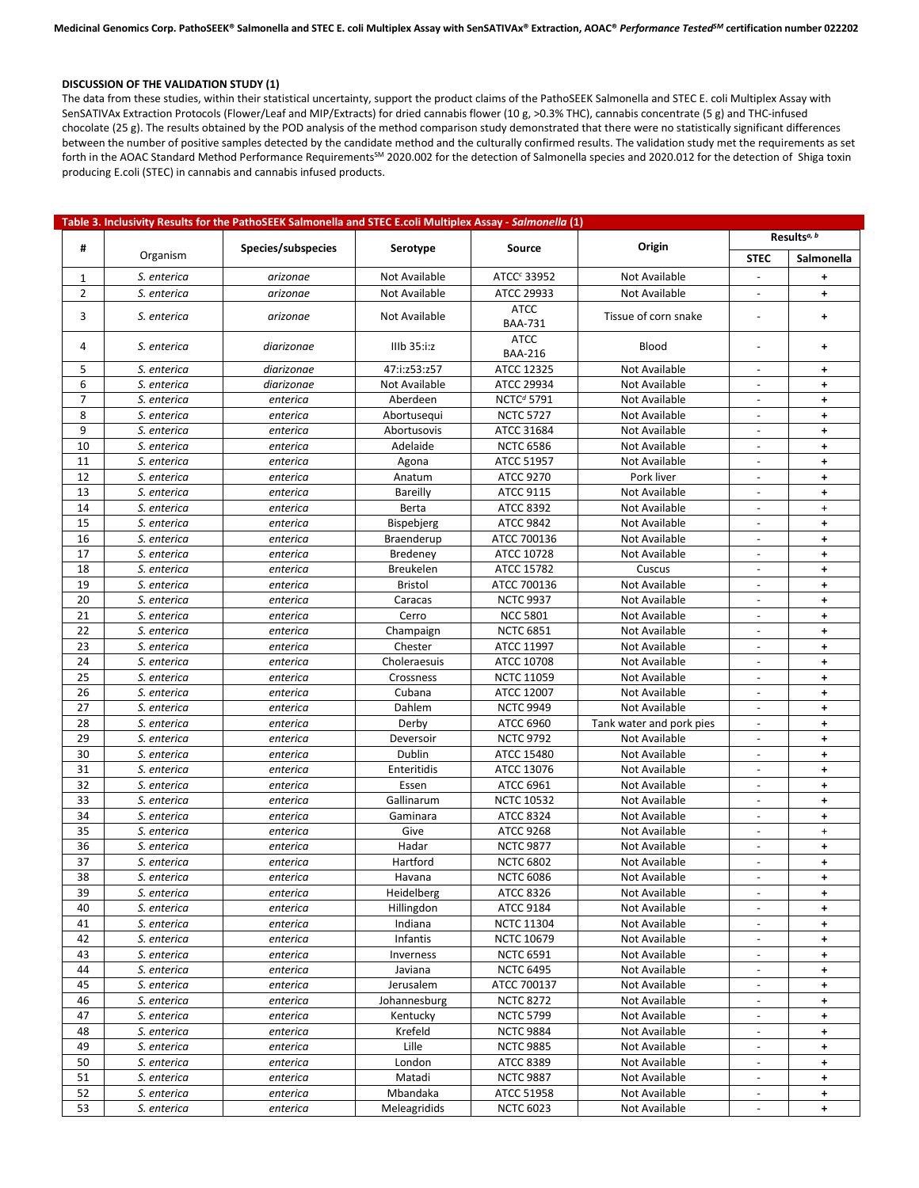### DISCUSSION OF THE VALIDATION STUDY (1)

The data from these studies, within their statistical uncertainty, support the product claims of the PathoSEEK Salmonella and STEC E. coli Multiplex Assay with SenSATIVAx Extraction Protocols (Flower/Leaf and MIP/Extracts) for dried cannabis flower (10 g, >0.3% THC), cannabis concentrate (5 g) and THC-infused chocolate (25 g). The results obtained by the POD analysis of the method comparison study demonstrated that there were no statistically significant differences between the number of positive samples detected by the candidate method and the culturally confirmed results. The validation study met the requirements as set forth in the AOAC Standard Method Performance Requirements[SM] 2020.002 for the detection of Salmonella species and 2020.012 for the detection of Shiga toxin producing E.coli (STEC) in cannabis and cannabis infused products.

**Table 3. Inclusivity Results for the PathoSEEK Salmonella and STEC E.coli Multiplex Assay - *Salmonella* (1)**

| # | Organism | Species/subspecies | Serotype | Source | Origin | Results[a, b] | |
|---|---|---|---|---|---|---|---|
| | | | | | | STEC | Salmonella |
| 1 | *S. enterica* | *arizonae* | Not Available | ATCC[c] 33952 | Not Available | - | + |
| 2 | *S. enterica* | *arizonae* | Not Available | ATCC 29933 | Not Available | - | + |
| 3 | *S. enterica* | *arizonae* | Not Available | ATCC BAA-731 | Tissue of corn snake | - | + |
| 4 | *S. enterica* | *diarizonae* | IIIb 35:i:z | ATCC BAA-216 | Blood | - | + |
| 5 | *S. enterica* | *diarizonae* | 47:i:z53:z57 | ATCC 12325 | Not Available | - | + |
| 6 | *S. enterica* | *diarizonae* | Not Available | ATCC 29934 | Not Available | - | + |
| 7 | *S. enterica* | *enterica* | Aberdeen | NCTC[d] 5791 | Not Available | - | + |
| 8 | *S. enterica* | *enterica* | Abortusequi | NCTC 5727 | Not Available | - | + |
| 9 | *S. enterica* | *enterica* | Abortusovis | ATCC 31684 | Not Available | - | + |
| 10 | *S. enterica* | *enterica* | Adelaide | NCTC 6586 | Not Available | - | + |
| 11 | *S. enterica* | *enterica* | Agona | ATCC 51957 | Not Available | - | + |
| 12 | *S. enterica* | *enterica* | Anatum | ATCC 9270 | Pork liver | - | + |
| 13 | *S. enterica* | *enterica* | Bareilly | ATCC 9115 | Not Available | - | + |
| 14 | *S. enterica* | *enterica* | Berta | ATCC 8392 | Not Available | - | + |
| 15 | *S. enterica* | *enterica* | Bispebjerg | ATCC 9842 | Not Available | - | + |
| 16 | *S. enterica* | *enterica* | Braenderup | ATCC 700136 | Not Available | - | + |
| 17 | *S. enterica* | *enterica* | Bredeney | ATCC 10728 | Not Available | - | + |
| 18 | *S. enterica* | *enterica* | Breukelen | ATCC 15782 | Cuscus | - | + |
| 19 | *S. enterica* | *enterica* | Bristol | ATCC 700136 | Not Available | - | + |
| 20 | *S. enterica* | *enterica* | Caracas | NCTC 9937 | Not Available | - | + |
| 21 | *S. enterica* | *enterica* | Cerro | NCC 5801 | Not Available | - | + |
| 22 | *S. enterica* | *enterica* | Champaign | NCTC 6851 | Not Available | - | + |
| 23 | *S. enterica* | *enterica* | Chester | ATCC 11997 | Not Available | - | + |
| 24 | *S. enterica* | *enterica* | Choleraesuis | ATCC 10708 | Not Available | - | + |
| 25 | *S. enterica* | *enterica* | Crossness | NCTC 11059 | Not Available | - | + |
| 26 | *S. enterica* | *enterica* | Cubana | ATCC 12007 | Not Available | - | + |
| 27 | *S. enterica* | *enterica* | Dahlem | NCTC 9949 | Not Available | - | + |
| 28 | *S. enterica* | *enterica* | Derby | ATCC 6960 | Tank water and pork pies | - | + |
| 29 | *S. enterica* | *enterica* | Deversoir | NCTC 9792 | Not Available | - | + |
| 30 | *S. enterica* | *enterica* | Dublin | ATCC 15480 | Not Available | - | + |
| 31 | *S. enterica* | *enterica* | Enteritidis | ATCC 13076 | Not Available | - | + |
| 32 | *S. enterica* | *enterica* | Essen | ATCC 6961 | Not Available | - | + |
| 33 | *S. enterica* | *enterica* | Gallinarum | NCTC 10532 | Not Available | - | + |
| 34 | *S. enterica* | *enterica* | Gaminara | ATCC 8324 | Not Available | - | + |
| 35 | *S. enterica* | *enterica* | Give | ATCC 9268 | Not Available | - | + |
| 36 | *S. enterica* | *enterica* | Hadar | NCTC 9877 | Not Available | - | + |
| 37 | *S. enterica* | *enterica* | Hartford | NCTC 6802 | Not Available | - | + |
| 38 | *S. enterica* | *enterica* | Havana | NCTC 6086 | Not Available | - | + |
| 39 | *S. enterica* | *enterica* | Heidelberg | ATCC 8326 | Not Available | - | + |
| 40 | *S. enterica* | *enterica* | Hillingdon | ATCC 9184 | Not Available | - | + |
| 41 | *S. enterica* | *enterica* | Indiana | NCTC 11304 | Not Available | - | + |
| 42 | *S. enterica* | *enterica* | Infantis | NCTC 10679 | Not Available | - | + |
| 43 | *S. enterica* | *enterica* | Inverness | NCTC 6591 | Not Available | - | + |
| 44 | *S. enterica* | *enterica* | Javiana | NCTC 6495 | Not Available | - | + |
| 45 | *S. enterica* | *enterica* | Jerusalem | ATCC 700137 | Not Available | - | + |
| 46 | *S. enterica* | *enterica* | Johannesburg | NCTC 8272 | Not Available | - | + |
| 47 | *S. enterica* | *enterica* | Kentucky | NCTC 5799 | Not Available | - | + |
| 48 | *S. enterica* | *enterica* | Krefeld | NCTC 9884 | Not Available | - | + |
| 49 | *S. enterica* | *enterica* | Lille | NCTC 9885 | Not Available | - | + |
| 50 | *S. enterica* | *enterica* | London | ATCC 8389 | Not Available | - | + |
| 51 | *S. enterica* | *enterica* | Matadi | NCTC 9887 | Not Available | - | + |
| 52 | *S. enterica* | *enterica* | Mbandaka | ATCC 51958 | Not Available | - | + |
| 53 | *S. enterica* | *enterica* | Meleagridids | NCTC 6023 | Not Available | - | + |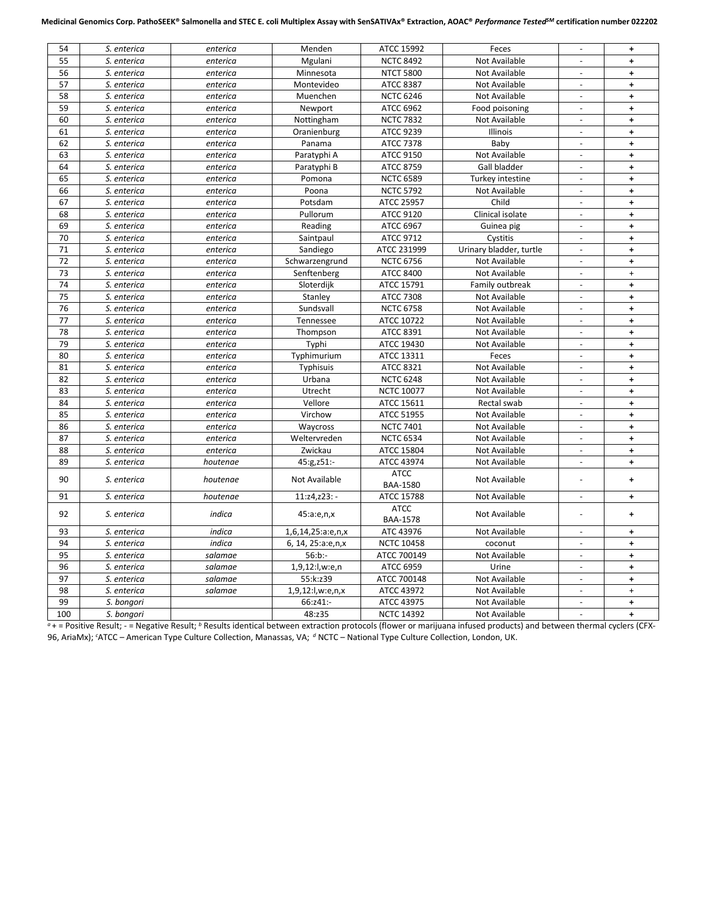| 54 | *S. enterica* | *enterica* | Menden | ATCC 15992 | Feces | - | + |
|---|---|---|---|---|---|---|---|
| 55 | *S. enterica* | *enterica* | Mgulani | NCTC 8492 | Not Available | - | + |
| 56 | *S. enterica* | *enterica* | Minnesota | NTCT 5800 | Not Available | - | + |
| 57 | *S. enterica* | *enterica* | Montevideo | ATCC 8387 | Not Available | - | + |
| 58 | *S. enterica* | *enterica* | Muenchen | NCTC 6246 | Not Available | - | + |
| 59 | *S. enterica* | *enterica* | Newport | ATCC 6962 | Food poisoning | - | + |
| 60 | *S. enterica* | *enterica* | Nottingham | NCTC 7832 | Not Available | - | + |
| 61 | *S. enterica* | *enterica* | Oranienburg | ATCC 9239 | Illinois | - | + |
| 62 | *S. enterica* | *enterica* | Panama | ATCC 7378 | Baby | - | + |
| 63 | *S. enterica* | *enterica* | Paratyphi A | ATCC 9150 | Not Available | - | + |
| 64 | *S. enterica* | *enterica* | Paratyphi B | ATCC 8759 | Gall bladder | - | + |
| 65 | *S. enterica* | *enterica* | Pomona | NCTC 6589 | Turkey intestine | - | + |
| 66 | *S. enterica* | *enterica* | Poona | NCTC 5792 | Not Available | - | + |
| 67 | *S. enterica* | *enterica* | Potsdam | ATCC 25957 | Child | - | + |
| 68 | *S. enterica* | *enterica* | Pullorum | ATCC 9120 | Clinical isolate | - | + |
| 69 | *S. enterica* | *enterica* | Reading | ATCC 6967 | Guinea pig | - | + |
| 70 | *S. enterica* | *enterica* | Saintpaul | ATCC 9712 | Cystitis | - | + |
| 71 | *S. enterica* | *enterica* | Sandiego | ATCC 231999 | Urinary bladder, turtle | - | + |
| 72 | *S. enterica* | *enterica* | Schwarzengrund | NCTC 6756 | Not Available | - | + |
| 73 | *S. enterica* | *enterica* | Senftenberg | ATCC 8400 | Not Available | - | + |
| 74 | *S. enterica* | *enterica* | Sloterdijk | ATCC 15791 | Family outbreak | - | + |
| 75 | *S. enterica* | *enterica* | Stanley | ATCC 7308 | Not Available | - | + |
| 76 | *S. enterica* | *enterica* | Sundsvall | NCTC 6758 | Not Available | - | + |
| 77 | *S. enterica* | *enterica* | Tennessee | ATCC 10722 | Not Available | - | + |
| 78 | *S. enterica* | *enterica* | Thompson | ATCC 8391 | Not Available | - | + |
| 79 | *S. enterica* | *enterica* | Typhi | ATCC 19430 | Not Available | - | + |
| 80 | *S. enterica* | *enterica* | Typhimurium | ATCC 13311 | Feces | - | + |
| 81 | *S. enterica* | *enterica* | Typhisuis | ATCC 8321 | Not Available | - | + |
| 82 | *S. enterica* | *enterica* | Urbana | NCTC 6248 | Not Available | - | + |
| 83 | *S. enterica* | *enterica* | Utrecht | NCTC 10077 | Not Available | - | + |
| 84 | *S. enterica* | *enterica* | Vellore | ATCC 15611 | Rectal swab | - | + |
| 85 | *S. enterica* | *enterica* | Virchow | ATCC 51955 | Not Available | - | + |
| 86 | *S. enterica* | *enterica* | Waycross | NCTC 7401 | Not Available | - | + |
| 87 | *S. enterica* | *enterica* | Weltervreden | NCTC 6534 | Not Available | - | + |
| 88 | *S. enterica* | *enterica* | Zwickau | ATCC 15804 | Not Available | - | + |
| 89 | *S. enterica* | *houtenae* | 45:g,z51:- | ATCC 43974 | Not Available | - | + |
| 90 | *S. enterica* | *houtenae* | Not Available | ATCC BAA-1580 | Not Available | - | + |
| 91 | *S. enterica* | *houtenae* | 11:z4,z23: - | ATCC 15788 | Not Available | - | + |
| 92 | *S. enterica* | *indica* | 45:a:e,n,x | ATCC BAA-1578 | Not Available | - | + |
| 93 | *S. enterica* | *indica* | 1,6,14,25:a:e,n,x | ATC 43976 | Not Available | - | + |
| 94 | *S. enterica* | *indica* | 6, 14, 25:a:e,n,x | NCTC 10458 | coconut | - | + |
| 95 | *S. enterica* | *salamae* | 56:b:- | ATCC 700149 | Not Available | - | + |
| 96 | *S. enterica* | *salamae* | 1,9,12:l,w:e,n | ATCC 6959 | Urine | - | + |
| 97 | *S. enterica* | *salamae* | 55:k:z39 | ATCC 700148 | Not Available | - | + |
| 98 | *S. enterica* | *salamae* | 1,9,12:l,w:e,n,x | ATCC 43972 | Not Available | - | + |
| 99 | *S. bongori* | | 66:z41:- | ATCC 43975 | Not Available | - | + |
| 100 | *S. bongori* | | 48:z35 | NCTC 14392 | Not Available | - | + |

[a] + = Positive Result; - = Negative Result; [b] Results identical between extraction protocols (flower or marijuana infused products) and between thermal cyclers (CFX-96, AriaMx); [c]ATCC – American Type Culture Collection, Manassas, VA; [d] NCTC – National Type Culture Collection, London, UK.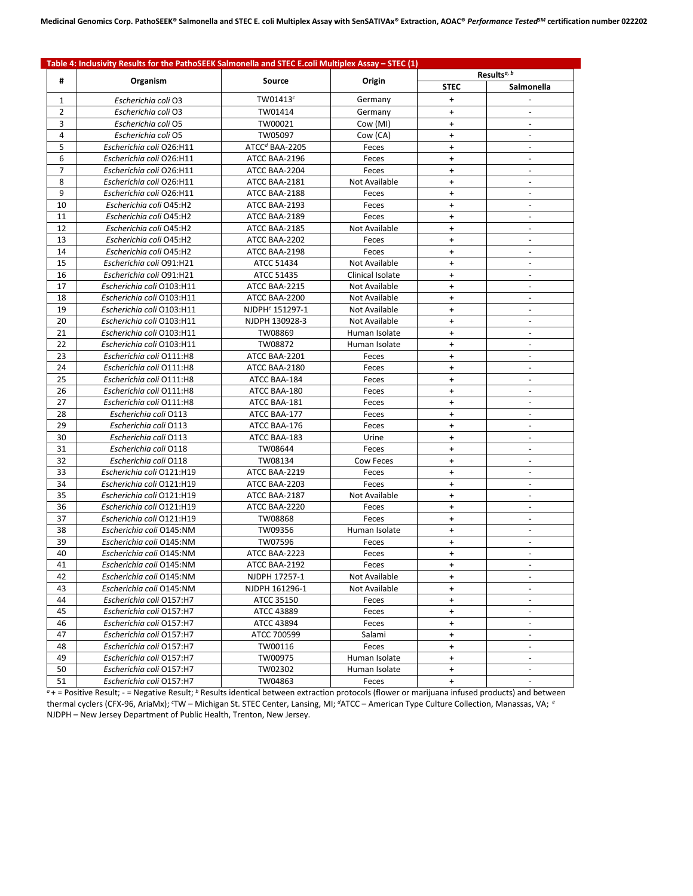**Table 4: Inclusivity Results for the PathoSEEK Salmonella and STEC E.coli Multiplex Assay – STEC (1)**

| # | Organism | Source | Origin | Results[a, b] | |
|---|---|---|---|---|---|
| | | | | STEC | Salmonella |
| 1 | *Escherichia coli* O3 | TW01413[c] | Germany | + | - |
| 2 | *Escherichia coli* O3 | TW01414 | Germany | + | - |
| 3 | *Escherichia coli* O5 | TW00021 | Cow (MI) | + | - |
| 4 | *Escherichia coli* O5 | TW05097 | Cow (CA) | + | - |
| 5 | *Escherichia coli* O26:H11 | ATCC[d] BAA-2205 | Feces | + | - |
| 6 | *Escherichia coli* O26:H11 | ATCC BAA-2196 | Feces | + | - |
| 7 | *Escherichia coli* O26:H11 | ATCC BAA-2204 | Feces | + | - |
| 8 | *Escherichia coli* O26:H11 | ATCC BAA-2181 | Not Available | + | - |
| 9 | *Escherichia coli* O26:H11 | ATCC BAA-2188 | Feces | + | - |
| 10 | *Escherichia coli* O45:H2 | ATCC BAA-2193 | Feces | + | - |
| 11 | *Escherichia coli* O45:H2 | ATCC BAA-2189 | Feces | + | - |
| 12 | *Escherichia coli* O45:H2 | ATCC BAA-2185 | Not Available | + | - |
| 13 | *Escherichia coli* O45:H2 | ATCC BAA-2202 | Feces | + | - |
| 14 | *Escherichia coli* O45:H2 | ATCC BAA-2198 | Feces | + | - |
| 15 | *Escherichia coli* O91:H21 | ATCC 51434 | Not Available | + | - |
| 16 | *Escherichia coli* O91:H21 | ATCC 51435 | Clinical Isolate | + | - |
| 17 | *Escherichia coli* O103:H11 | ATCC BAA-2215 | Not Available | + | - |
| 18 | *Escherichia coli* O103:H11 | ATCC BAA-2200 | Not Available | + | - |
| 19 | *Escherichia coli* O103:H11 | NJDPH[e] 151297-1 | Not Available | + | - |
| 20 | *Escherichia coli* O103:H11 | NJDPH 130928-3 | Not Available | + | - |
| 21 | *Escherichia coli* O103:H11 | TW08869 | Human Isolate | + | - |
| 22 | *Escherichia coli* O103:H11 | TW08872 | Human Isolate | + | - |
| 23 | *Escherichia coli* O111:H8 | ATCC BAA-2201 | Feces | + | - |
| 24 | *Escherichia coli* O111:H8 | ATCC BAA-2180 | Feces | + | - |
| 25 | *Escherichia coli* O111:H8 | ATCC BAA-184 | Feces | + | - |
| 26 | *Escherichia coli* O111:H8 | ATCC BAA-180 | Feces | + | - |
| 27 | *Escherichia coli* O111:H8 | ATCC BAA-181 | Feces | + | - |
| 28 | *Escherichia coli* O113 | ATCC BAA-177 | Feces | + | - |
| 29 | *Escherichia coli* O113 | ATCC BAA-176 | Feces | + | - |
| 30 | *Escherichia coli* O113 | ATCC BAA-183 | Urine | + | - |
| 31 | *Escherichia coli* O118 | TW08644 | Feces | + | - |
| 32 | *Escherichia coli* O118 | TW08134 | Cow Feces | + | - |
| 33 | *Escherichia coli* O121:H19 | ATCC BAA-2219 | Feces | + | - |
| 34 | *Escherichia coli* O121:H19 | ATCC BAA-2203 | Feces | + | - |
| 35 | *Escherichia coli* O121:H19 | ATCC BAA-2187 | Not Available | + | - |
| 36 | *Escherichia coli* O121:H19 | ATCC BAA-2220 | Feces | + | - |
| 37 | *Escherichia coli* O121:H19 | TW08868 | Feces | + | - |
| 38 | *Escherichia coli* O145:NM | TW09356 | Human Isolate | + | - |
| 39 | *Escherichia coli* O145:NM | TW07596 | Feces | + | - |
| 40 | *Escherichia coli* O145:NM | ATCC BAA-2223 | Feces | + | - |
| 41 | *Escherichia coli* O145:NM | ATCC BAA-2192 | Feces | + | - |
| 42 | *Escherichia coli* O145:NM | NJDPH 17257-1 | Not Available | + | - |
| 43 | *Escherichia coli* O145:NM | NJDPH 161296-1 | Not Available | + | - |
| 44 | *Escherichia coli* O157:H7 | ATCC 35150 | Feces | + | - |
| 45 | *Escherichia coli* O157:H7 | ATCC 43889 | Feces | + | - |
| 46 | *Escherichia coli* O157:H7 | ATCC 43894 | Feces | + | - |
| 47 | *Escherichia coli* O157:H7 | ATCC 700599 | Salami | + | - |
| 48 | *Escherichia coli* O157:H7 | TW00116 | Feces | + | - |
| 49 | *Escherichia coli* O157:H7 | TW00975 | Human Isolate | + | - |
| 50 | *Escherichia coli* O157:H7 | TW02302 | Human Isolate | + | - |
| 51 | *Escherichia coli* O157:H7 | TW04863 | Feces | + | - |

[a] + = Positive Result; - = Negative Result; [b] Results identical between extraction protocols (flower or marijuana infused products) and between thermal cyclers (CFX-96, AriaMx); [c]TW – Michigan St. STEC Center, Lansing, MI; [d]ATCC – American Type Culture Collection, Manassas, VA; [e] NJDPH – New Jersey Department of Public Health, Trenton, New Jersey.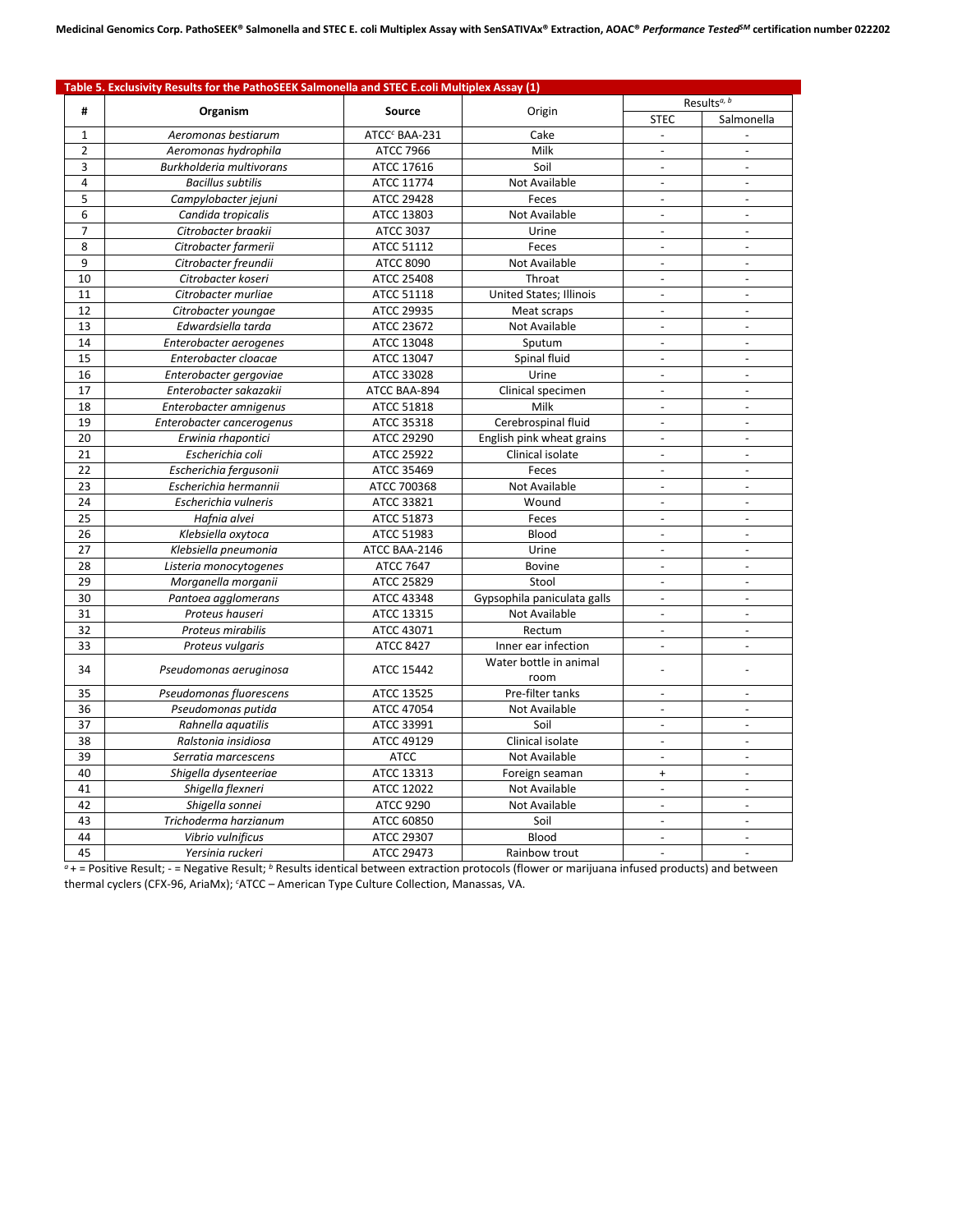**Table 5. Exclusivity Results for the PathoSEEK Salmonella and STEC E.coli Multiplex Assay (1)**

| # | Organism | Source | Origin | Results[a, b] | |
|---|---|---|---|---|---|
| | | | | STEC | Salmonella |
| 1 | *Aeromonas bestiarum* | ATCC[c] BAA-231 | Cake | - | - |
| 2 | *Aeromonas hydrophila* | ATCC 7966 | Milk | - | - |
| 3 | *Burkholderia multivorans* | ATCC 17616 | Soil | - | - |
| 4 | *Bacillus subtilis* | ATCC 11774 | Not Available | - | - |
| 5 | *Campylobacter jejuni* | ATCC 29428 | Feces | - | - |
| 6 | *Candida tropicalis* | ATCC 13803 | Not Available | - | - |
| 7 | *Citrobacter braakii* | ATCC 3037 | Urine | - | - |
| 8 | *Citrobacter farmerii* | ATCC 51112 | Feces | - | - |
| 9 | *Citrobacter freundii* | ATCC 8090 | Not Available | - | - |
| 10 | *Citrobacter koseri* | ATCC 25408 | Throat | - | - |
| 11 | *Citrobacter murliae* | ATCC 51118 | United States; Illinois | - | - |
| 12 | *Citrobacter youngae* | ATCC 29935 | Meat scraps | - | - |
| 13 | *Edwardsiella tarda* | ATCC 23672 | Not Available | - | - |
| 14 | *Enterobacter aerogenes* | ATCC 13048 | Sputum | - | - |
| 15 | *Enterobacter cloacae* | ATCC 13047 | Spinal fluid | - | - |
| 16 | *Enterobacter gergoviae* | ATCC 33028 | Urine | - | - |
| 17 | *Enterobacter sakazakii* | ATCC BAA-894 | Clinical specimen | - | - |
| 18 | *Enterobacter amnigenus* | ATCC 51818 | Milk | - | - |
| 19 | *Enterobacter cancerogenus* | ATCC 35318 | Cerebrospinal fluid | - | - |
| 20 | *Erwinia rhapontici* | ATCC 29290 | English pink wheat grains | - | - |
| 21 | *Escherichia coli* | ATCC 25922 | Clinical isolate | - | - |
| 22 | *Escherichia fergusonii* | ATCC 35469 | Feces | - | - |
| 23 | *Escherichia hermannii* | ATCC 700368 | Not Available | - | - |
| 24 | *Escherichia vulneris* | ATCC 33821 | Wound | - | - |
| 25 | *Hafnia alvei* | ATCC 51873 | Feces | - | - |
| 26 | *Klebsiella oxytoca* | ATCC 51983 | Blood | - | - |
| 27 | *Klebsiella pneumonia* | ATCC BAA-2146 | Urine | - | - |
| 28 | *Listeria monocytogenes* | ATCC 7647 | Bovine | - | - |
| 29 | *Morganella morganii* | ATCC 25829 | Stool | - | - |
| 30 | *Pantoea agglomerans* | ATCC 43348 | Gypsophila paniculata galls | - | - |
| 31 | *Proteus hauseri* | ATCC 13315 | Not Available | - | - |
| 32 | *Proteus mirabilis* | ATCC 43071 | Rectum | - | - |
| 33 | *Proteus vulgaris* | ATCC 8427 | Inner ear infection | - | - |
| 34 | *Pseudomonas aeruginosa* | ATCC 15442 | Water bottle in animal room | - | - |
| 35 | *Pseudomonas fluorescens* | ATCC 13525 | Pre-filter tanks | - | - |
| 36 | *Pseudomonas putida* | ATCC 47054 | Not Available | - | - |
| 37 | *Rahnella aquatilis* | ATCC 33991 | Soil | - | - |
| 38 | *Ralstonia insidiosa* | ATCC 49129 | Clinical isolate | - | - |
| 39 | *Serratia marcescens* | ATCC | Not Available | - | - |
| 40 | *Shigella dysenteeriae* | ATCC 13313 | Foreign seaman | + | - |
| 41 | *Shigella flexneri* | ATCC 12022 | Not Available | - | - |
| 42 | *Shigella sonnei* | ATCC 9290 | Not Available | - | - |
| 43 | *Trichoderma harzianum* | ATCC 60850 | Soil | - | - |
| 44 | *Vibrio vulnificus* | ATCC 29307 | Blood | - | - |
| 45 | *Yersinia ruckeri* | ATCC 29473 | Rainbow trout | - | - |

[a] + = Positive Result; - = Negative Result; [b] Results identical between extraction protocols (flower or marijuana infused products) and between thermal cyclers (CFX-96, AriaMx); [c]ATCC – American Type Culture Collection, Manassas, VA.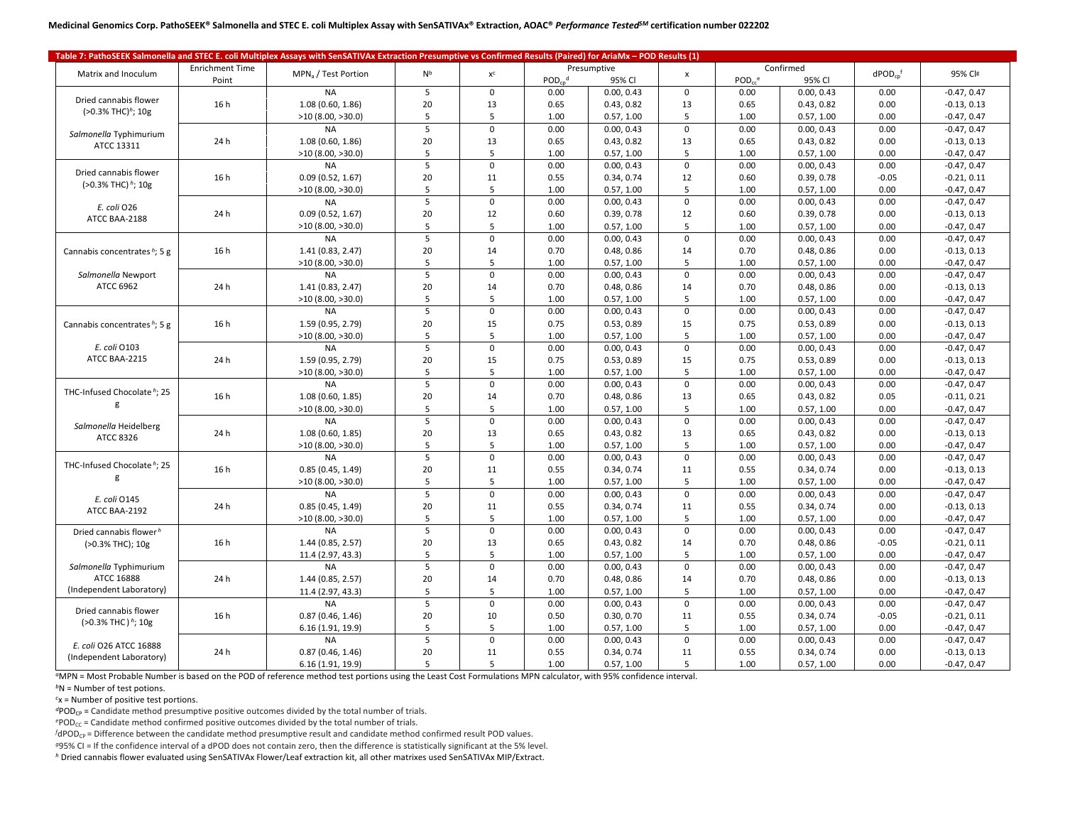Table 7: PathoSEEK Salmonella and STEC E. coli Multiplex Assays with SenSATIVAx Extraction Presumptive vs Confirmed Results (Paired) for AriaMx – POD Results (1)

| Matrix and Inoculum | Enrichment Time Point | MPN[a] / Test Portion | N[b] | x[c] | Presumptive | | x | Confirmed | | $dPOD_{cp}$[f] | 95% CI[g] |
|---|---|---|---|---|---|---|---|---|---|---|---|
| | | | | | $POD_{cp}$[d] | 95% CI | | $POD_{cc}$[e] | 95% CI | | |
| Dried cannabis flower (>0.3% THC)[h]; 10g | 16 h | NA | 5 | 0 | 0.00 | 0.00, 0.43 | 0 | 0.00 | 0.00, 0.43 | 0.00 | -0.47, 0.47 |
| | | 1.08 (0.60, 1.86) | 20 | 13 | 0.65 | 0.43, 0.82 | 13 | 0.65 | 0.43, 0.82 | 0.00 | -0.13, 0.13 |
| | | >10 (8.00, >30.0) | 5 | 5 | 1.00 | 0.57, 1.00 | 5 | 1.00 | 0.57, 1.00 | 0.00 | -0.47, 0.47 |
| *Salmonella* Typhimurium ATCC 13311 | 24 h | NA | 5 | 0 | 0.00 | 0.00, 0.43 | 0 | 0.00 | 0.00, 0.43 | 0.00 | -0.47, 0.47 |
| | | 1.08 (0.60, 1.86) | 20 | 13 | 0.65 | 0.43, 0.82 | 13 | 0.65 | 0.43, 0.82 | 0.00 | -0.13, 0.13 |
| | | >10 (8.00, >30.0) | 5 | 5 | 1.00 | 0.57, 1.00 | 5 | 1.00 | 0.57, 1.00 | 0.00 | -0.47, 0.47 |
| Dried cannabis flower (>0.3% THC)[h]; 10g | 16 h | NA | 5 | 0 | 0.00 | 0.00, 0.43 | 0 | 0.00 | 0.00, 0.43 | 0.00 | -0.47, 0.47 |
| | | 0.09 (0.52, 1.67) | 20 | 11 | 0.55 | 0.34, 0.74 | 12 | 0.60 | 0.39, 0.78 | -0.05 | -0.21, 0.11 |
| | | >10 (8.00, >30.0) | 5 | 5 | 1.00 | 0.57, 1.00 | 5 | 1.00 | 0.57, 1.00 | 0.00 | -0.47, 0.47 |
| *E. coli* O26 ATCC BAA-2188 | 24 h | NA | 5 | 0 | 0.00 | 0.00, 0.43 | 0 | 0.00 | 0.00, 0.43 | 0.00 | -0.47, 0.47 |
| | | 0.09 (0.52, 1.67) | 20 | 12 | 0.60 | 0.39, 0.78 | 12 | 0.60 | 0.39, 0.78 | 0.00 | -0.13, 0.13 |
| | | >10 (8.00, >30.0) | 5 | 5 | 1.00 | 0.57, 1.00 | 5 | 1.00 | 0.57, 1.00 | 0.00 | -0.47, 0.47 |
| Cannabis concentrates[h]; 5 g | 16 h | NA | 5 | 0 | 0.00 | 0.00, 0.43 | 0 | 0.00 | 0.00, 0.43 | 0.00 | -0.47, 0.47 |
| | | 1.41 (0.83, 2.47) | 20 | 14 | 0.70 | 0.48, 0.86 | 14 | 0.70 | 0.48, 0.86 | 0.00 | -0.13, 0.13 |
| | | >10 (8.00, >30.0) | 5 | 5 | 1.00 | 0.57, 1.00 | 5 | 1.00 | 0.57, 1.00 | 0.00 | -0.47, 0.47 |
| *Salmonella* Newport ATCC 6962 | 24 h | NA | 5 | 0 | 0.00 | 0.00, 0.43 | 0 | 0.00 | 0.00, 0.43 | 0.00 | -0.47, 0.47 |
| | | 1.41 (0.83, 2.47) | 20 | 14 | 0.70 | 0.48, 0.86 | 14 | 0.70 | 0.48, 0.86 | 0.00 | -0.13, 0.13 |
| | | >10 (8.00, >30.0) | 5 | 5 | 1.00 | 0.57, 1.00 | 5 | 1.00 | 0.57, 1.00 | 0.00 | -0.47, 0.47 |
| Cannabis concentrates[h]; 5 g | 16 h | NA | 5 | 0 | 0.00 | 0.00, 0.43 | 0 | 0.00 | 0.00, 0.43 | 0.00 | -0.47, 0.47 |
| | | 1.59 (0.95, 2.79) | 20 | 15 | 0.75 | 0.53, 0.89 | 15 | 0.75 | 0.53, 0.89 | 0.00 | -0.13, 0.13 |
| | | >10 (8.00, >30.0) | 5 | 5 | 1.00 | 0.57, 1.00 | 5 | 1.00 | 0.57, 1.00 | 0.00 | -0.47, 0.47 |
| *E. coli* O103 ATCC BAA-2215 | 24 h | NA | 5 | 0 | 0.00 | 0.00, 0.43 | 0 | 0.00 | 0.00, 0.43 | 0.00 | -0.47, 0.47 |
| | | 1.59 (0.95, 2.79) | 20 | 15 | 0.75 | 0.53, 0.89 | 15 | 0.75 | 0.53, 0.89 | 0.00 | -0.13, 0.13 |
| | | >10 (8.00, >30.0) | 5 | 5 | 1.00 | 0.57, 1.00 | 5 | 1.00 | 0.57, 1.00 | 0.00 | -0.47, 0.47 |
| THC-Infused Chocolate[h]; 25 g | 16 h | NA | 5 | 0 | 0.00 | 0.00, 0.43 | 0 | 0.00 | 0.00, 0.43 | 0.00 | -0.47, 0.47 |
| | | 1.08 (0.60, 1.85) | 20 | 14 | 0.70 | 0.48, 0.86 | 13 | 0.65 | 0.43, 0.82 | 0.05 | -0.11, 0.21 |
| | | >10 (8.00, >30.0) | 5 | 5 | 1.00 | 0.57, 1.00 | 5 | 1.00 | 0.57, 1.00 | 0.00 | -0.47, 0.47 |
| *Salmonella* Heidelberg ATCC 8326 | 24 h | NA | 5 | 0 | 0.00 | 0.00, 0.43 | 0 | 0.00 | 0.00, 0.43 | 0.00 | -0.47, 0.47 |
| | | 1.08 (0.60, 1.85) | 20 | 13 | 0.65 | 0.43, 0.82 | 13 | 0.65 | 0.43, 0.82 | 0.00 | -0.13, 0.13 |
| | | >10 (8.00, >30.0) | 5 | 5 | 1.00 | 0.57, 1.00 | 5 | 1.00 | 0.57, 1.00 | 0.00 | -0.47, 0.47 |
| THC-Infused Chocolate[h]; 25 g | 16 h | NA | 5 | 0 | 0.00 | 0.00, 0.43 | 0 | 0.00 | 0.00, 0.43 | 0.00 | -0.47, 0.47 |
| | | 0.85 (0.45, 1.49) | 20 | 11 | 0.55 | 0.34, 0.74 | 11 | 0.55 | 0.34, 0.74 | 0.00 | -0.13, 0.13 |
| | | >10 (8.00, >30.0) | 5 | 5 | 1.00 | 0.57, 1.00 | 5 | 1.00 | 0.57, 1.00 | 0.00 | -0.47, 0.47 |
| *E. coli* O145 ATCC BAA-2192 | 24 h | NA | 5 | 0 | 0.00 | 0.00, 0.43 | 0 | 0.00 | 0.00, 0.43 | 0.00 | -0.47, 0.47 |
| | | 0.85 (0.45, 1.49) | 20 | 11 | 0.55 | 0.34, 0.74 | 11 | 0.55 | 0.34, 0.74 | 0.00 | -0.13, 0.13 |
| | | >10 (8.00, >30.0) | 5 | 5 | 1.00 | 0.57, 1.00 | 5 | 1.00 | 0.57, 1.00 | 0.00 | -0.47, 0.47 |
| Dried cannabis flower[h] (>0.3% THC); 10g | 16 h | NA | 5 | 0 | 0.00 | 0.00, 0.43 | 0 | 0.00 | 0.00, 0.43 | 0.00 | -0.47, 0.47 |
| | | 1.44 (0.85, 2.57) | 20 | 13 | 0.65 | 0.43, 0.82 | 14 | 0.70 | 0.48, 0.86 | -0.05 | -0.21, 0.11 |
| | | 11.4 (2.97, 43.3) | 5 | 5 | 1.00 | 0.57, 1.00 | 5 | 1.00 | 0.57, 1.00 | 0.00 | -0.47, 0.47 |
| *Salmonella* Typhimurium ATCC 16888 (Independent Laboratory) | 24 h | NA | 5 | 0 | 0.00 | 0.00, 0.43 | 0 | 0.00 | 0.00, 0.43 | 0.00 | -0.47, 0.47 |
| | | 1.44 (0.85, 2.57) | 20 | 14 | 0.70 | 0.48, 0.86 | 14 | 0.70 | 0.48, 0.86 | 0.00 | -0.13, 0.13 |
| | | 11.4 (2.97, 43.3) | 5 | 5 | 1.00 | 0.57, 1.00 | 5 | 1.00 | 0.57, 1.00 | 0.00 | -0.47, 0.47 |
| Dried cannabis flower (>0.3% THC )[h]; 10g | 16 h | NA | 5 | 0 | 0.00 | 0.00, 0.43 | 0 | 0.00 | 0.00, 0.43 | 0.00 | -0.47, 0.47 |
| | | 0.87 (0.46, 1.46) | 20 | 10 | 0.50 | 0.30, 0.70 | 11 | 0.55 | 0.34, 0.74 | -0.05 | -0.21, 0.11 |
| | | 6.16 (1.91, 19.9) | 5 | 5 | 1.00 | 0.57, 1.00 | 5 | 1.00 | 0.57, 1.00 | 0.00 | -0.47, 0.47 |
| *E. coli* O26 ATCC 16888 (Independent Laboratory) | 24 h | NA | 5 | 0 | 0.00 | 0.00, 0.43 | 0 | 0.00 | 0.00, 0.43 | 0.00 | -0.47, 0.47 |
| | | 0.87 (0.46, 1.46) | 20 | 11 | 0.55 | 0.34, 0.74 | 11 | 0.55 | 0.34, 0.74 | 0.00 | -0.13, 0.13 |
| | | 6.16 (1.91, 19.9) | 5 | 5 | 1.00 | 0.57, 1.00 | 5 | 1.00 | 0.57, 1.00 | 0.00 | -0.47, 0.47 |

[a]MPN = Most Probable Number is based on the POD of reference method test portions using the Least Cost Formulations MPN calculator, with 95% confidence interval.

[b]N = Number of test potions.

[c]x = Number of positive test portions.

[d]$POD_{CP}$ = Candidate method presumptive positive outcomes divided by the total number of trials.

[e]$POD_{CC}$ = Candidate method confirmed positive outcomes divided by the total number of trials.

[f]$dPOD_{CP}$ = Difference between the candidate method presumptive result and candidate method confirmed result POD values.

[g]95% CI = If the confidence interval of a dPOD does not contain zero, then the difference is statistically significant at the 5% level.

[h] Dried cannabis flower evaluated using SenSATIVAx Flower/Leaf extraction kit, all other matrixes used SenSATIVAx MIP/Extract.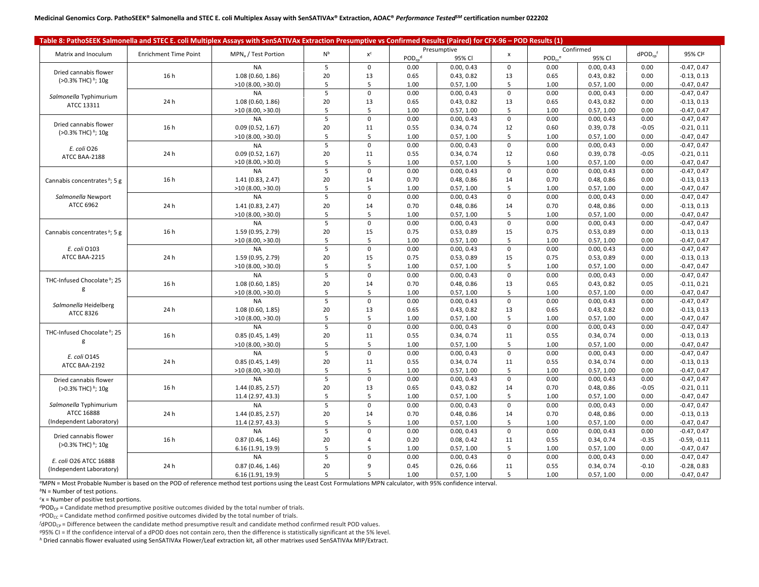**Medicinal Genomics Corp. PathoSEEK® Salmonella and STEC E. coli Multiplex Assay with SenSATIVAx® Extraction, AOAC® *Performance Tested*SM certification number 022202**

**Table 8: PathoSEEK Salmonella and STEC E. coli Multiplex Assays with SenSATIVAx Extraction Presumptive vs Confirmed Results (Paired) for CFX-96 – POD Results (1)**

| Matrix and Inoculum | Enrichment Time Point | $MPN_a$ / Test Portion | N[b] | x[c] | Presumptive | | x | Confirmed | | $dPOD_{cp}$[f] | 95% CI[g] |
|---|---|---|---|---|---|---|---|---|---|---|---|
| | | | | | $POD_{cp}$[d] | 95% CI | | $POD_{cc}$[e] | 95% CI | | |
| Dried cannabis flower (>0.3% THC)[h]; 10g | 16 h | NA | 5 | 0 | 0.00 | 0.00, 0.43 | 0 | 0.00 | 0.00, 0.43 | 0.00 | -0.47, 0.47 |
| | | 1.08 (0.60, 1.86) | 20 | 13 | 0.65 | 0.43, 0.82 | 13 | 0.65 | 0.43, 0.82 | 0.00 | -0.13, 0.13 |
| | | >10 (8.00, >30.0) | 5 | 5 | 1.00 | 0.57, 1.00 | 5 | 1.00 | 0.57, 1.00 | 0.00 | -0.47, 0.47 |
| *Salmonella* Typhimurium ATCC 13311 | 24 h | NA | 5 | 0 | 0.00 | 0.00, 0.43 | 0 | 0.00 | 0.00, 0.43 | 0.00 | -0.47, 0.47 |
| | | 1.08 (0.60, 1.86) | 20 | 13 | 0.65 | 0.43, 0.82 | 13 | 0.65 | 0.43, 0.82 | 0.00 | -0.13, 0.13 |
| | | >10 (8.00, >30.0) | 5 | 5 | 1.00 | 0.57, 1.00 | 5 | 1.00 | 0.57, 1.00 | 0.00 | -0.47, 0.47 |
| Dried cannabis flower (>0.3% THC)[h]; 10g | 16 h | NA | 5 | 0 | 0.00 | 0.00, 0.43 | 0 | 0.00 | 0.00, 0.43 | 0.00 | -0.47, 0.47 |
| | | 0.09 (0.52, 1.67) | 20 | 11 | 0.55 | 0.34, 0.74 | 12 | 0.60 | 0.39, 0.78 | -0.05 | -0.21, 0.11 |
| | | >10 (8.00, >30.0) | 5 | 5 | 1.00 | 0.57, 1.00 | 5 | 1.00 | 0.57, 1.00 | 0.00 | -0.47, 0.47 |
| *E. coli* O26 ATCC BAA-2188 | 24 h | NA | 5 | 0 | 0.00 | 0.00, 0.43 | 0 | 0.00 | 0.00, 0.43 | 0.00 | -0.47, 0.47 |
| | | 0.09 (0.52, 1.67) | 20 | 11 | 0.55 | 0.34, 0.74 | 12 | 0.60 | 0.39, 0.78 | -0.05 | -0.21, 0.11 |
| | | >10 (8.00, >30.0) | 5 | 5 | 1.00 | 0.57, 1.00 | 5 | 1.00 | 0.57, 1.00 | 0.00 | -0.47, 0.47 |
| Cannabis concentrates[h]; 5 g | 16 h | NA | 5 | 0 | 0.00 | 0.00, 0.43 | 0 | 0.00 | 0.00, 0.43 | 0.00 | -0.47, 0.47 |
| | | 1.41 (0.83, 2.47) | 20 | 14 | 0.70 | 0.48, 0.86 | 14 | 0.70 | 0.48, 0.86 | 0.00 | -0.13, 0.13 |
| | | >10 (8.00, >30.0) | 5 | 5 | 1.00 | 0.57, 1.00 | 5 | 1.00 | 0.57, 1.00 | 0.00 | -0.47, 0.47 |
| *Salmonella* Newport ATCC 6962 | 24 h | NA | 5 | 0 | 0.00 | 0.00, 0.43 | 0 | 0.00 | 0.00, 0.43 | 0.00 | -0.47, 0.47 |
| | | 1.41 (0.83, 2.47) | 20 | 14 | 0.70 | 0.48, 0.86 | 14 | 0.70 | 0.48, 0.86 | 0.00 | -0.13, 0.13 |
| | | >10 (8.00, >30.0) | 5 | 5 | 1.00 | 0.57, 1.00 | 5 | 1.00 | 0.57, 1.00 | 0.00 | -0.47, 0.47 |
| Cannabis concentrates[h]; 5 g | 16 h | NA | 5 | 0 | 0.00 | 0.00, 0.43 | 0 | 0.00 | 0.00, 0.43 | 0.00 | -0.47, 0.47 |
| | | 1.59 (0.95, 2.79) | 20 | 15 | 0.75 | 0.53, 0.89 | 15 | 0.75 | 0.53, 0.89 | 0.00 | -0.13, 0.13 |
| | | >10 (8.00, >30.0) | 5 | 5 | 1.00 | 0.57, 1.00 | 5 | 1.00 | 0.57, 1.00 | 0.00 | -0.47, 0.47 |
| *E. coli* O103 ATCC BAA-2215 | 24 h | NA | 5 | 0 | 0.00 | 0.00, 0.43 | 0 | 0.00 | 0.00, 0.43 | 0.00 | -0.47, 0.47 |
| | | 1.59 (0.95, 2.79) | 20 | 15 | 0.75 | 0.53, 0.89 | 15 | 0.75 | 0.53, 0.89 | 0.00 | -0.13, 0.13 |
| | | >10 (8.00, >30.0) | 5 | 5 | 1.00 | 0.57, 1.00 | 5 | 1.00 | 0.57, 1.00 | 0.00 | -0.47, 0.47 |
| THC-Infused Chocolate[h]; 25 g | 16 h | NA | 5 | 0 | 0.00 | 0.00, 0.43 | 0 | 0.00 | 0.00, 0.43 | 0.00 | -0.47, 0.47 |
| | | 1.08 (0.60, 1.85) | 20 | 14 | 0.70 | 0.48, 0.86 | 13 | 0.65 | 0.43, 0.82 | 0.05 | -0.11, 0.21 |
| | | >10 (8.00, >30.0) | 5 | 5 | 1.00 | 0.57, 1.00 | 5 | 1.00 | 0.57, 1.00 | 0.00 | -0.47, 0.47 |
| *Salmonella* Heidelberg ATCC 8326 | 24 h | NA | 5 | 0 | 0.00 | 0.00, 0.43 | 0 | 0.00 | 0.00, 0.43 | 0.00 | -0.47, 0.47 |
| | | 1.08 (0.60, 1.85) | 20 | 13 | 0.65 | 0.43, 0.82 | 13 | 0.65 | 0.43, 0.82 | 0.00 | -0.13, 0.13 |
| | | >10 (8.00, >30.0) | 5 | 5 | 1.00 | 0.57, 1.00 | 5 | 1.00 | 0.57, 1.00 | 0.00 | -0.47, 0.47 |
| THC-Infused Chocolate[h]; 25 g | 16 h | NA | 5 | 0 | 0.00 | 0.00, 0.43 | 0 | 0.00 | 0.00, 0.43 | 0.00 | -0.47, 0.47 |
| | | 0.85 (0.45, 1.49) | 20 | 11 | 0.55 | 0.34, 0.74 | 11 | 0.55 | 0.34, 0.74 | 0.00 | -0.13, 0.13 |
| | | >10 (8.00, >30.0) | 5 | 5 | 1.00 | 0.57, 1.00 | 5 | 1.00 | 0.57, 1.00 | 0.00 | -0.47, 0.47 |
| *E. coli* O145 ATCC BAA-2192 | 24 h | NA | 5 | 0 | 0.00 | 0.00, 0.43 | 0 | 0.00 | 0.00, 0.43 | 0.00 | -0.47, 0.47 |
| | | 0.85 (0.45, 1.49) | 20 | 11 | 0.55 | 0.34, 0.74 | 11 | 0.55 | 0.34, 0.74 | 0.00 | -0.13, 0.13 |
| | | >10 (8.00, >30.0) | 5 | 5 | 1.00 | 0.57, 1.00 | 5 | 1.00 | 0.57, 1.00 | 0.00 | -0.47, 0.47 |
| Dried cannabis flower (>0.3% THC)[h]; 10g | 16 h | NA | 5 | 0 | 0.00 | 0.00, 0.43 | 0 | 0.00 | 0.00, 0.43 | 0.00 | -0.47, 0.47 |
| | | 1.44 (0.85, 2.57) | 20 | 13 | 0.65 | 0.43, 0.82 | 14 | 0.70 | 0.48, 0.86 | -0.05 | -0.21, 0.11 |
| | | 11.4 (2.97, 43.3) | 5 | 5 | 1.00 | 0.57, 1.00 | 5 | 1.00 | 0.57, 1.00 | 0.00 | -0.47, 0.47 |
| *Salmonella* Typhimurium ATCC 16888 (Independent Laboratory) | 24 h | NA | 5 | 0 | 0.00 | 0.00, 0.43 | 0 | 0.00 | 0.00, 0.43 | 0.00 | -0.47, 0.47 |
| | | 1.44 (0.85, 2.57) | 20 | 14 | 0.70 | 0.48, 0.86 | 14 | 0.70 | 0.48, 0.86 | 0.00 | -0.13, 0.13 |
| | | 11.4 (2.97, 43.3) | 5 | 5 | 1.00 | 0.57, 1.00 | 5 | 1.00 | 0.57, 1.00 | 0.00 | -0.47, 0.47 |
| Dried cannabis flower (>0.3% THC)[h]; 10g | 16 h | NA | 5 | 0 | 0.00 | 0.00, 0.43 | 0 | 0.00 | 0.00, 0.43 | 0.00 | -0.47, 0.47 |
| | | 0.87 (0.46, 1.46) | 20 | 4 | 0.20 | 0.08, 0.42 | 11 | 0.55 | 0.34, 0.74 | -0.35 | -0.59, -0.11 |
| | | 6.16 (1.91, 19.9) | 5 | 5 | 1.00 | 0.57, 1.00 | 5 | 1.00 | 0.57, 1.00 | 0.00 | -0.47, 0.47 |
| *E. coli* O26 ATCC 16888 (Independent Laboratory) | 24 h | NA | 5 | 0 | 0.00 | 0.00, 0.43 | 0 | 0.00 | 0.00, 0.43 | 0.00 | -0.47, 0.47 |
| | | 0.87 (0.46, 1.46) | 20 | 9 | 0.45 | 0.26, 0.66 | 11 | 0.55 | 0.34, 0.74 | -0.10 | -0.28, 0.83 |
| | | 6.16 (1.91, 19.9) | 5 | 5 | 1.00 | 0.57, 1.00 | 5 | 1.00 | 0.57, 1.00 | 0.00 | -0.47, 0.47 |

[a]MPN = Most Probable Number is based on the POD of reference method test portions using the Least Cost Formulations MPN calculator, with 95% confidence interval.
[b]N = Number of test potions.
[c]x = Number of positive test portions.
[d]$POD_{CP}$ = Candidate method presumptive positive outcomes divided by the total number of trials.
[e]$POD_{CC}$ = Candidate method confirmed positive outcomes divided by the total number of trials.
[f]$dPOD_{CP}$ = Difference between the candidate method presumptive result and candidate method confirmed result POD values.
[g]95% CI = If the confidence interval of a dPOD does not contain zero, then the difference is statistically significant at the 5% level.
[h] Dried cannabis flower evaluated using SenSATIVAx Flower/Leaf extraction kit, all other matrixes used SenSATIVAx MIP/Extract.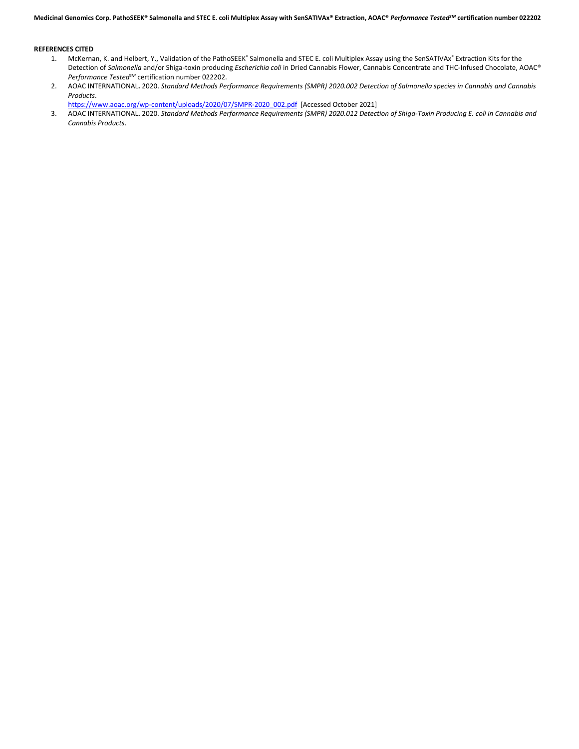**REFERENCES CITED**

1. McKernan, K. and Helbert, Y., Validation of the PathoSEEK® Salmonella and STEC E. coli Multiplex Assay using the SenSATIVAx® Extraction Kits for the Detection of *Salmonella* and/or Shiga-toxin producing *Escherichia coli* in Dried Cannabis Flower, Cannabis Concentrate and THC-Infused Chocolate, AOAC® *Performance Tested*SM certification number 022202.
2. AOAC INTERNATIONAL**.** 2020. *Standard Methods Performance Requirements (SMPR) 2020.002 Detection of Salmonella species in Cannabis and Cannabis Products*.
   https://www.aoac.org/wp-content/uploads/2020/07/SMPR-2020_002.pdf [Accessed October 2021]
3. AOAC INTERNATIONAL**.** 2020. *Standard Methods Performance Requirements (SMPR) 2020.012 Detection of Shiga-Toxin Producing E. coli in Cannabis and Cannabis Products*.